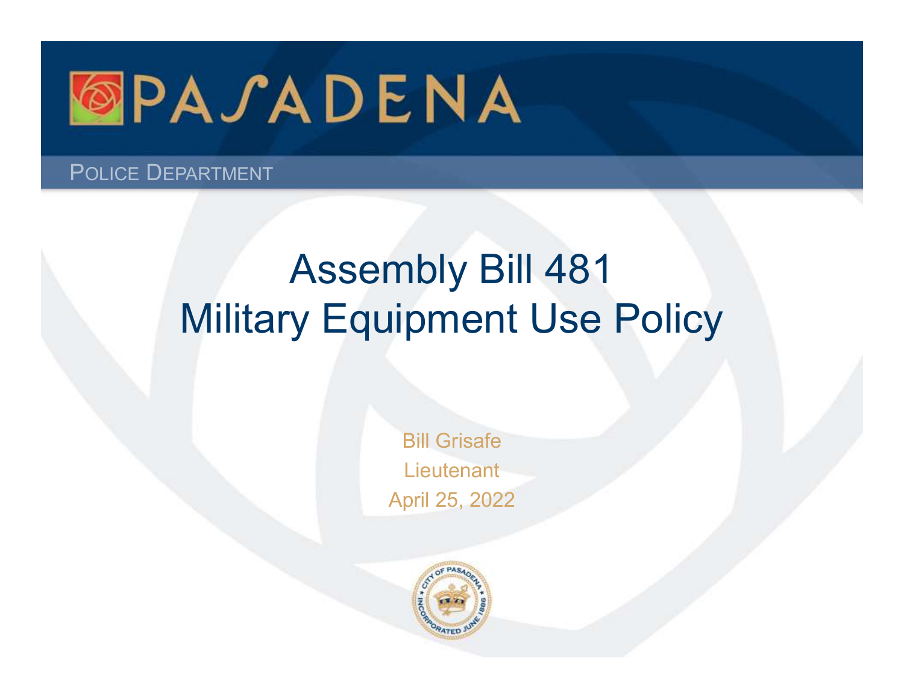PASADENA

POLICE DEPARTMENT

# Assembly Bill 481
# Military Equipment Use Policy

Bill Grisafe

Lieutenant

April 25, 2022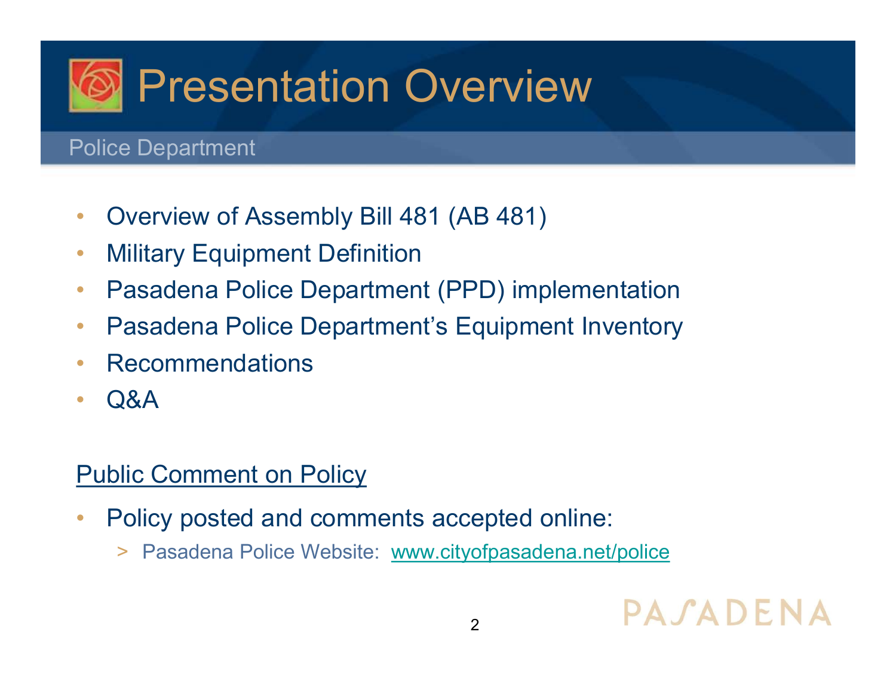# Presentation Overview

Police Department

- Overview of Assembly Bill 481 (AB 481)
- Military Equipment Definition
- Pasadena Police Department (PPD) implementation
- Pasadena Police Department's Equipment Inventory
- Recommendations
- Q&A

## Public Comment on Policy

- Policy posted and comments accepted online:
  - Pasadena Police Website: www.cityofpasadena.net/police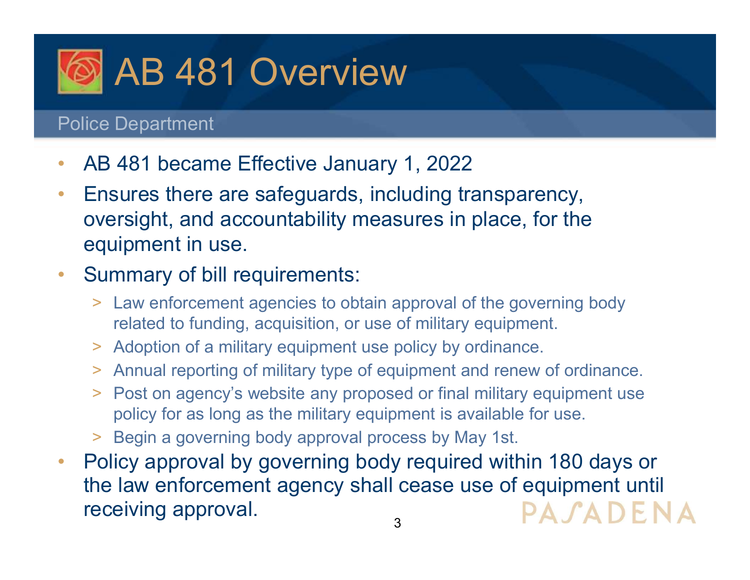# AB 481 Overview

Police Department

- AB 481 became Effective January 1, 2022
- Ensures there are safeguards, including transparency, oversight, and accountability measures in place, for the equipment in use.
- Summary of bill requirements:
  - Law enforcement agencies to obtain approval of the governing body related to funding, acquisition, or use of military equipment.
  - Adoption of a military equipment use policy by ordinance.
  - Annual reporting of military type of equipment and renew of ordinance.
  - Post on agency's website any proposed or final military equipment use policy for as long as the military equipment is available for use.
  - Begin a governing body approval process by May 1st.
- Policy approval by governing body required within 180 days or the law enforcement agency shall cease use of equipment until receiving approval.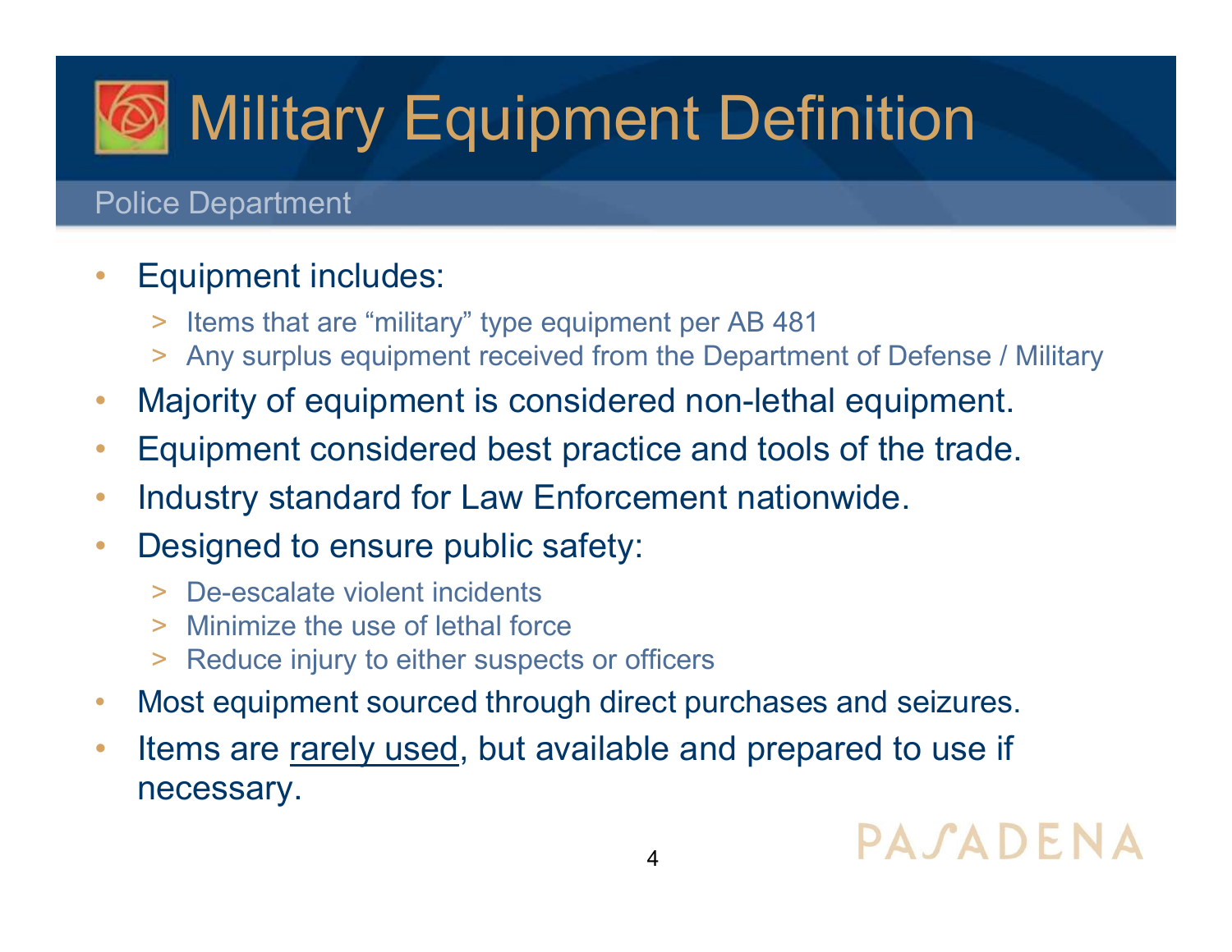# Military Equipment Definition

Police Department

- Equipment includes:
  - Items that are "military" type equipment per AB 481
  - Any surplus equipment received from the Department of Defense / Military
- Majority of equipment is considered non-lethal equipment.
- Equipment considered best practice and tools of the trade.
- Industry standard for Law Enforcement nationwide.
- Designed to ensure public safety:
  - De-escalate violent incidents
  - Minimize the use of lethal force
  - Reduce injury to either suspects or officers
- Most equipment sourced through direct purchases and seizures.
- Items are <u>rarely used</u>, but available and prepared to use if necessary.

PASADENA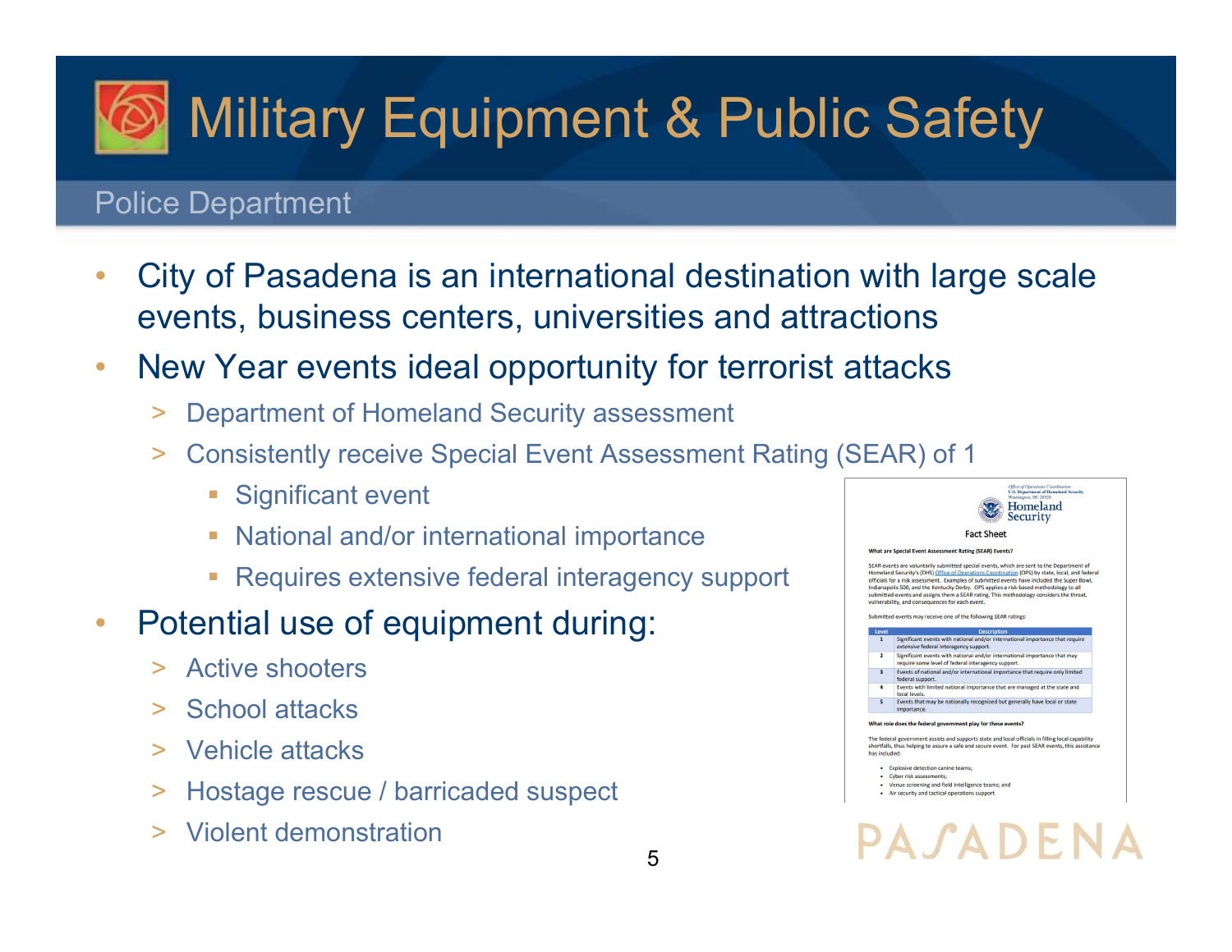# Military Equipment & Public Safety

## Police Department

- City of Pasadena is an international destination with large scale events, business centers, universities and attractions
- New Year events ideal opportunity for terrorist attacks
  - Department of Homeland Security assessment
  - Consistently receive Special Event Assessment Rating (SEAR) of 1
    - Significant event
    - National and/or international importance
    - Requires extensive federal interagency support
- Potential use of equipment during:
  - Active shooters
  - School attacks
  - Vehicle attacks
  - Hostage rescue / barricaded suspect
  - Violent demonstration

Office of Operations Coordination
U.S. Department of Homeland Security
Washington, DC 20528

Homeland Security

Fact Sheet

**What are Special Event Assessment Rating (SEAR) Events?**

SEAR events are voluntarily submitted special events, which are sent to the Department of Homeland Security's (DHS) Office of Operations Coordination (OPS) by state, local, and federal officials for a risk assessment. Examples of submitted events have included the Super Bowl, Indianapolis 500, and the Kentucky Derby. OPS applies a risk-based methodology to all submitted events and assigns them a SEAR rating. This methodology considers the threat, vulnerability, and consequences for each event.

Submitted events may receive one of the following SEAR ratings:

| Level | Description |
| --- | --- |
| 1 | Significant events with national and/or international importance that require *extensive* federal interagency support. |
| 2 | Significant events with national and/or international importance that may require some level of federal interagency support. |
| 3 | Events of national and/or international importance that require only limited federal support. |
| 4 | Events with limited national importance that are managed at the state and local levels. |
| 5 | Events that may be nationally recognized but generally have local or state importance. |

**What role does the federal government play for these events?**

The federal government assists and supports state and local officials in filling local capability shortfalls, thus helping to assure a safe and secure event. For past SEAR events, this assistance has included:

- Explosive detection canine teams;
- Cyber risk assessments;
- Venue screening and field intelligence teams; and
- Air security and tactical operations support

PASADENA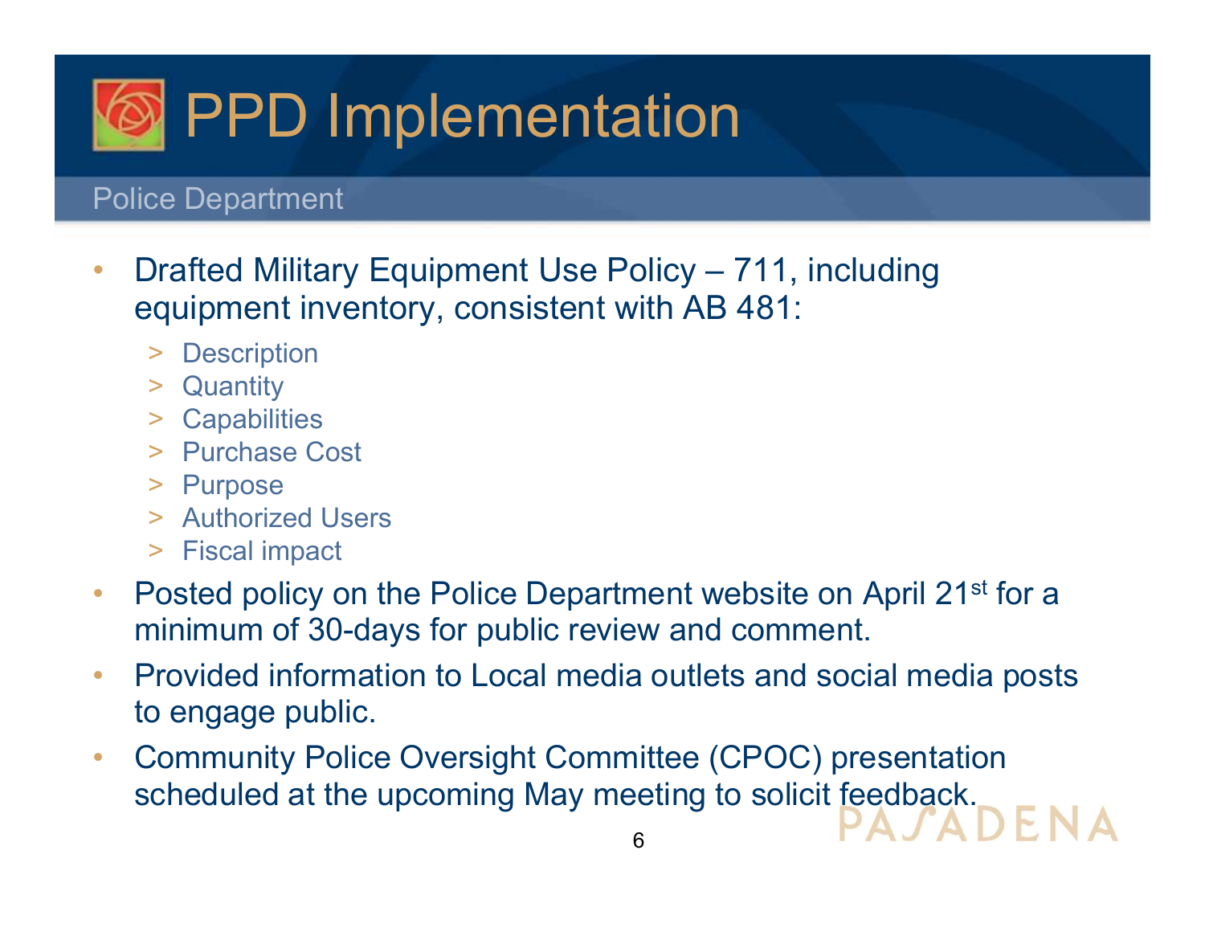# PPD Implementation

## Police Department

- Drafted Military Equipment Use Policy – 711, including equipment inventory, consistent with AB 481:
  - Description
  - Quantity
  - Capabilities
  - Purchase Cost
  - Purpose
  - Authorized Users
  - Fiscal impact
- Posted policy on the Police Department website on April 21st for a minimum of 30-days for public review and comment.
- Provided information to Local media outlets and social media posts to engage public.
- Community Police Oversight Committee (CPOC) presentation scheduled at the upcoming May meeting to solicit feedback.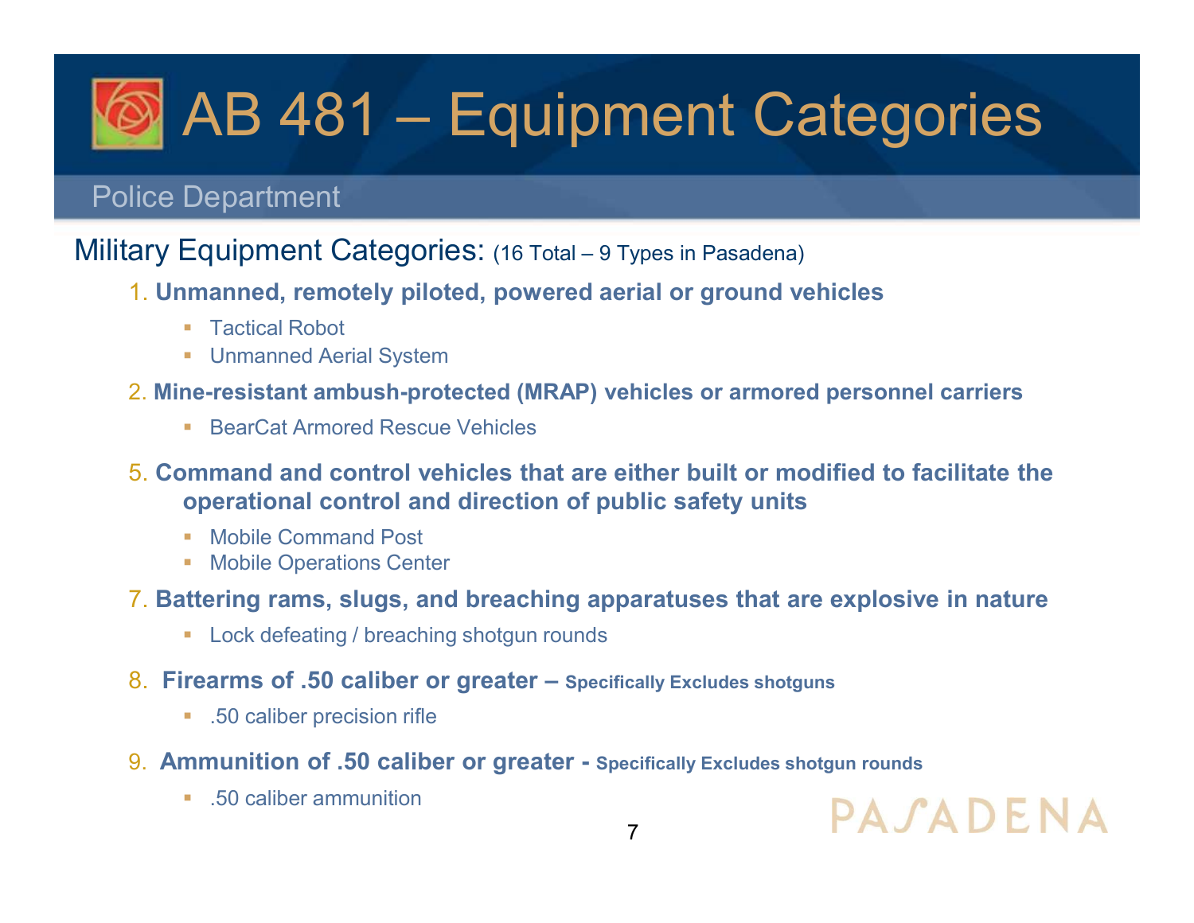# AB 481 – Equipment Categories

## Police Department

Military Equipment Categories: (16 Total – 9 Types in Pasadena)

1. **Unmanned, remotely piloted, powered aerial or ground vehicles**
   - Tactical Robot
   - Unmanned Aerial System

2. **Mine-resistant ambush-protected (MRAP) vehicles or armored personnel carriers**
   - BearCat Armored Rescue Vehicles

5. **Command and control vehicles that are either built or modified to facilitate the operational control and direction of public safety units**
   - Mobile Command Post
   - Mobile Operations Center

7. **Battering rams, slugs, and breaching apparatuses that are explosive in nature**
   - Lock defeating / breaching shotgun rounds

8. **Firearms of .50 caliber or greater – Specifically Excludes shotguns**
   - .50 caliber precision rifle

9. **Ammunition of .50 caliber or greater - Specifically Excludes shotgun rounds**
   - .50 caliber ammunition

PASADENA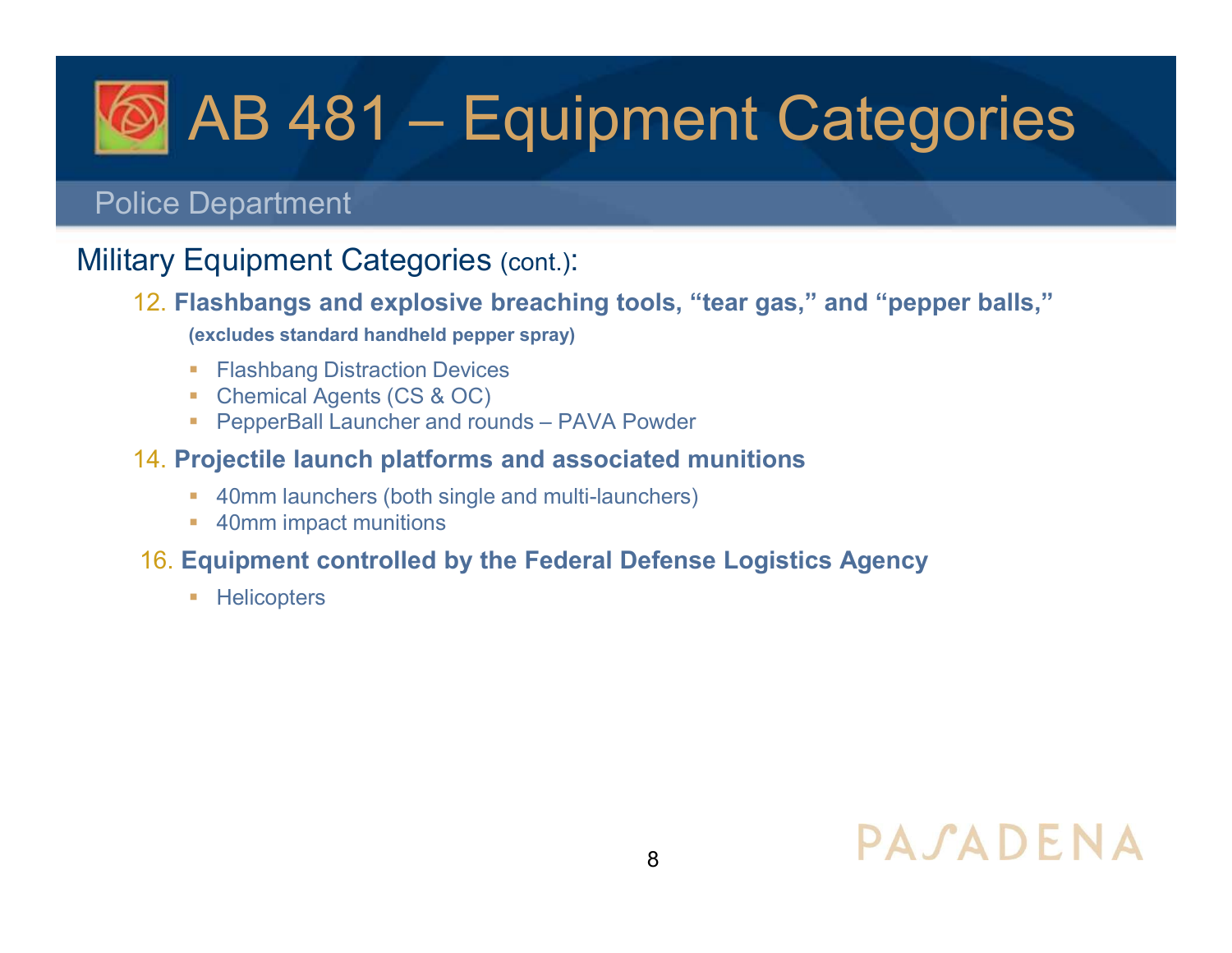# AB 481 – Equipment Categories

## Police Department

### Military Equipment Categories (cont.):

12. **Flashbangs and explosive breaching tools, "tear gas," and "pepper balls,"**

    **(excludes standard handheld pepper spray)**

    - Flashbang Distraction Devices
    - Chemical Agents (CS & OC)
    - PepperBall Launcher and rounds – PAVA Powder

14. **Projectile launch platforms and associated munitions**

    - 40mm launchers (both single and multi-launchers)
    - 40mm impact munitions

16. **Equipment controlled by the Federal Defense Logistics Agency**

    - Helicopters

PASADENA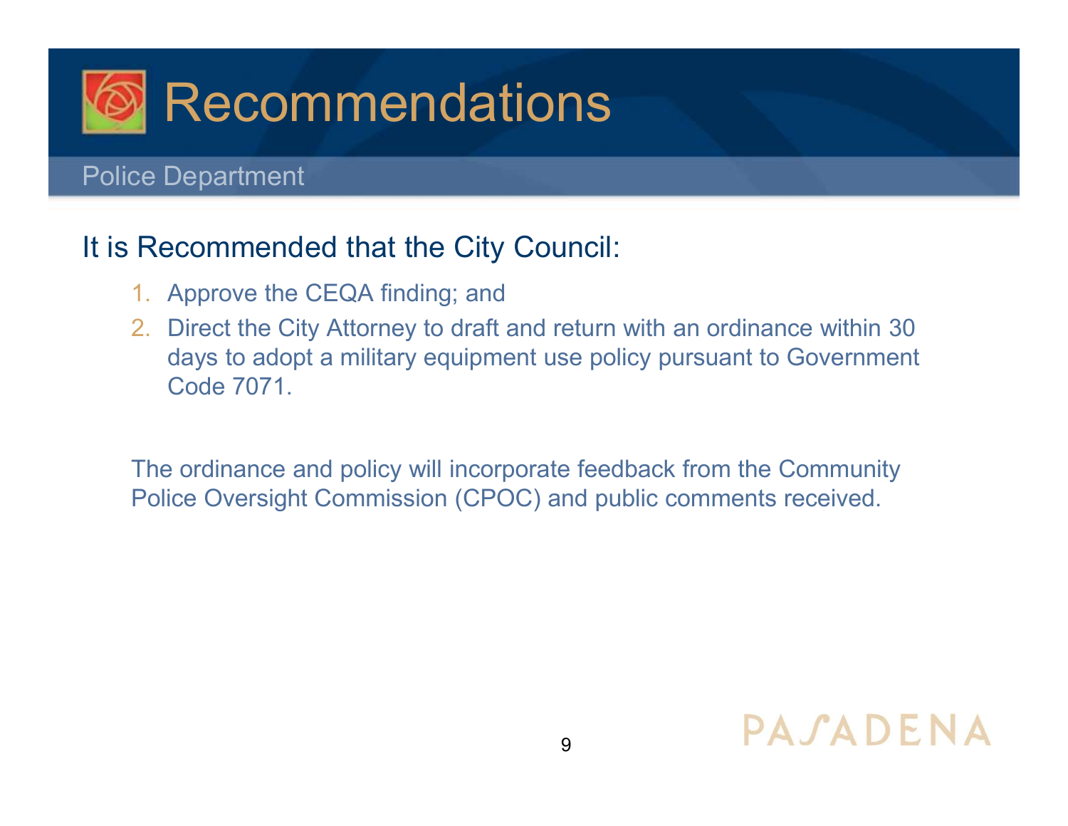# Recommendations

Police Department

It is Recommended that the City Council:

1. Approve the CEQA finding; and
2. Direct the City Attorney to draft and return with an ordinance within 30 days to adopt a military equipment use policy pursuant to Government Code 7071.

The ordinance and policy will incorporate feedback from the Community Police Oversight Commission (CPOC) and public comments received.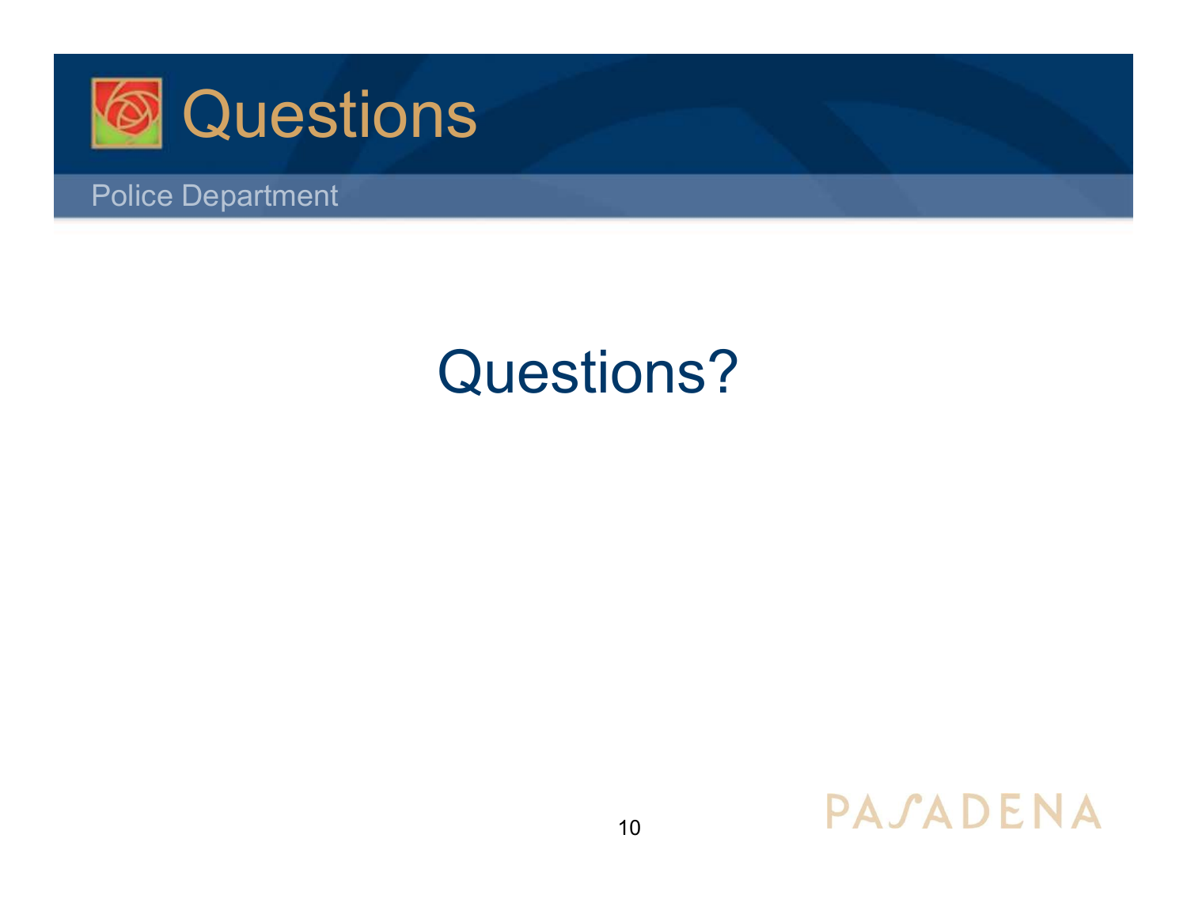# Questions

Police Department

Questions?

PASADENA